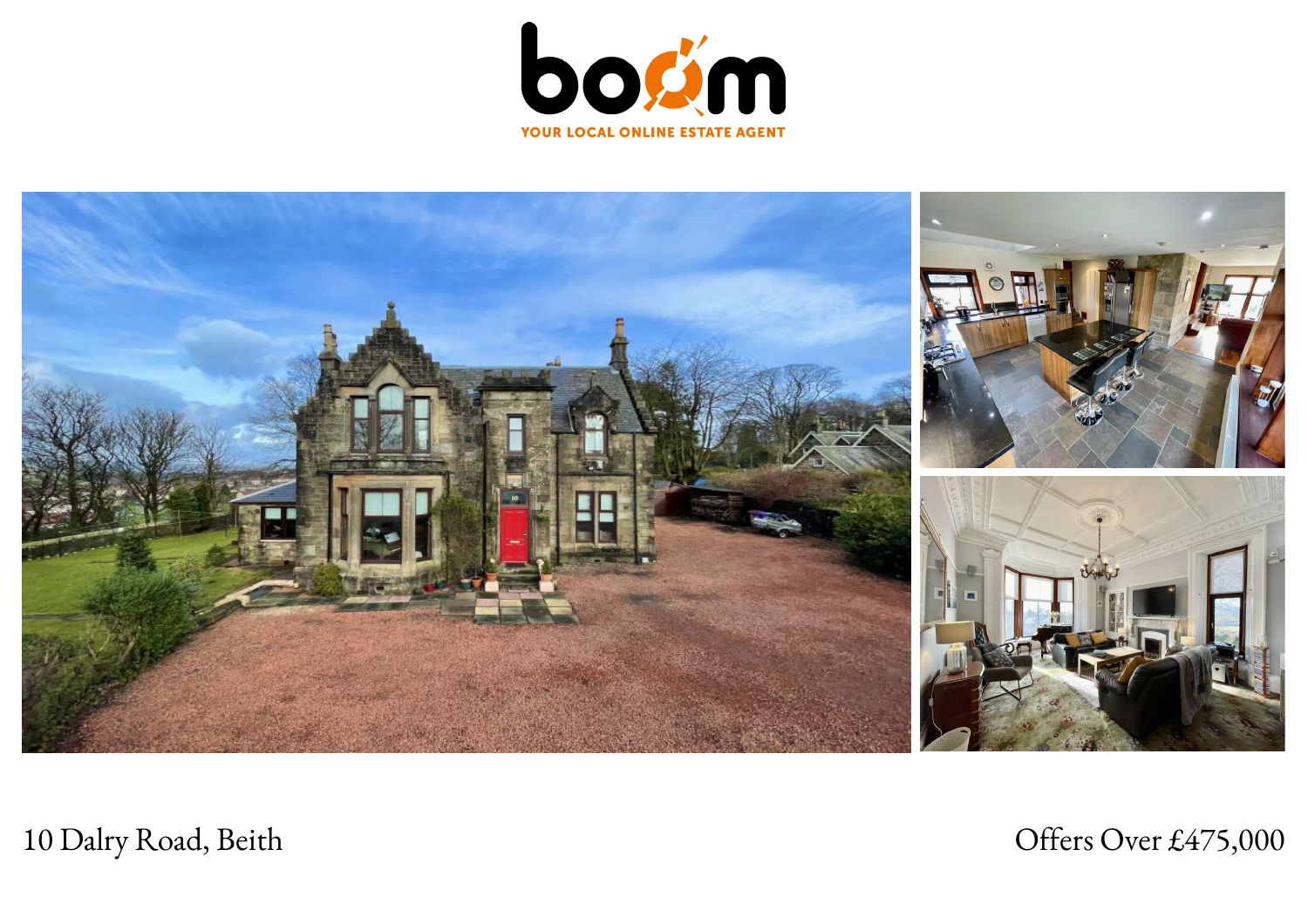YOUR LOCAL ONLINE ESTATE AGENT

10 Dalry Road, Beith

Offers Over £475,000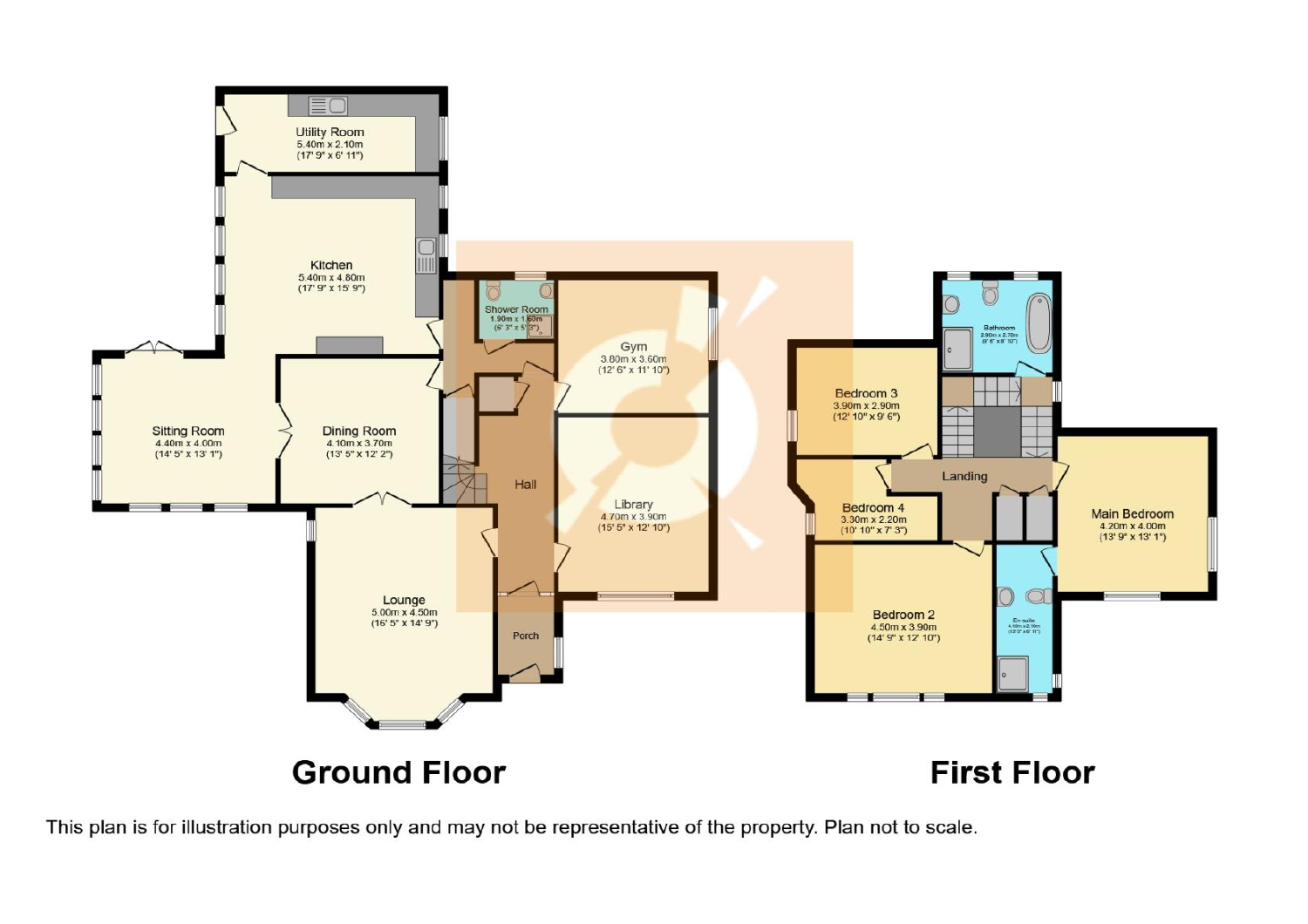Utility Room
5.40m x 2.10m
(17' 9" x 6' 11")

Kitchen
5.40m x 4.80m
(17' 9" x 15' 9")

Shower Room
1.90m x 1.60m
(6' 3" x 5' 3")

Gym
3.80m x 3.60m
(12' 6" x 11' 10")

Sitting Room
4.40m x 4.00m
(14' 5" x 13' 1")

Dining Room
4.10m x 3.70m
(13' 5" x 12' 2")

Hall

Library
4.70m x 3.90m
(15' 5" x 12' 10")

Lounge
5.00m x 4.50m
(16' 5" x 14' 9")

Porch

Bathroom
2.90m x 2.70m
(9' 6" x 8' 10")

Bedroom 3
3.90m x 2.90m
(12' 10" x 9' 6")

Landing

Bedroom 4
3.30m x 2.20m
(10' 10" x 7' 3")

Main Bedroom
4.20m x 4.00m
(13' 9" x 13' 1")

Bedroom 2
4.50m x 3.90m
(14' 9" x 12' 10")

En-suite
4.10m x 2.10m
(13' 5" x 6' 11")

## Ground Floor

## First Floor

This plan is for illustration purposes only and may not be representative of the property. Plan not to scale.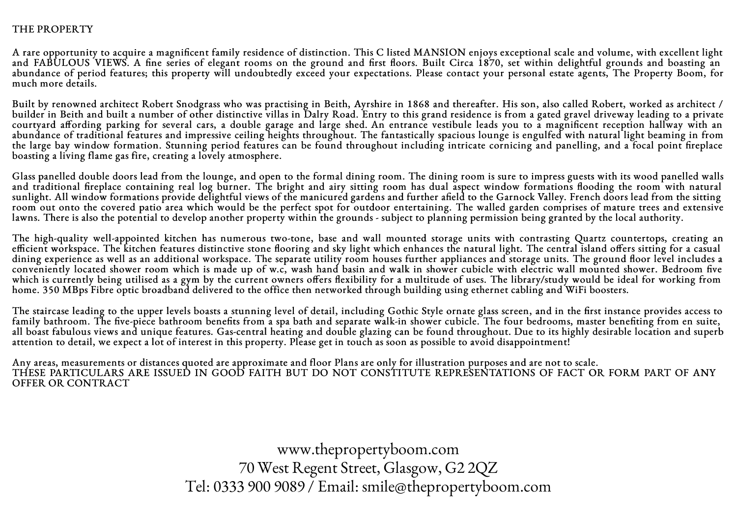## THE PROPERTY

A rare opportunity to acquire a magnificent family residence of distinction. This C listed MANSION enjoys exceptional scale and volume, with excellent light and FABULOUS VIEWS. A fine series of elegant rooms on the ground and first floors. Built Circa 1870, set within delightful grounds and boasting an abundance of period features; this property will undoubtedly exceed your expectations. Please contact your personal estate agents, The Property Boom, for much more details.

Built by renowned architect Robert Snodgrass who was practising in Beith, Ayrshire in 1868 and thereafter. His son, also called Robert, worked as architect / builder in Beith and built a number of other distinctive villas in Dalry Road. Entry to this grand residence is from a gated gravel driveway leading to a private courtyard affording parking for several cars, a double garage and large shed. An entrance vestibule leads you to a magnificent reception hallway with an abundance of traditional features and impressive ceiling heights throughout. The fantastically spacious lounge is engulfed with natural light beaming in from the large bay window formation. Stunning period features can be found throughout including intricate cornicing and panelling, and a focal point fireplace boasting a living flame gas fire, creating a lovely atmosphere.

Glass panelled double doors lead from the lounge, and open to the formal dining room. The dining room is sure to impress guests with its wood panelled walls and traditional fireplace containing real log burner. The bright and airy sitting room has dual aspect window formations flooding the room with natural sunlight. All window formations provide delightful views of the manicured gardens and further afield to the Garnock Valley. French doors lead from the sitting room out onto the covered patio area which would be the perfect spot for outdoor entertaining. The walled garden comprises of mature trees and extensive lawns. There is also the potential to develop another property within the grounds - subject to planning permission being granted by the local authority.

The high-quality well-appointed kitchen has numerous two-tone, base and wall mounted storage units with contrasting Quartz countertops, creating an efficient workspace. The kitchen features distinctive stone flooring and sky light which enhances the natural light. The central island offers sitting for a casual dining experience as well as an additional workspace. The separate utility room houses further appliances and storage units. The ground floor level includes a conveniently located shower room which is made up of w.c, wash hand basin and walk in shower cubicle with electric wall mounted shower. Bedroom five which is currently being utilised as a gym by the current owners offers flexibility for a multitude of uses. The library/study would be ideal for working from home. 350 MBps Fibre optic broadband delivered to the office then networked through building using ethernet cabling and WiFi boosters.

The staircase leading to the upper levels boasts a stunning level of detail, including Gothic Style ornate glass screen, and in the first instance provides access to family bathroom. The five-piece bathroom benefits from a spa bath and separate walk-in shower cubicle. The four bedrooms, master benefiting from en suite, all boast fabulous views and unique features. Gas-central heating and double glazing can be found throughout. Due to its highly desirable location and superb attention to detail, we expect a lot of interest in this property. Please get in touch as soon as possible to avoid disappointment!

Any areas, measurements or distances quoted are approximate and floor Plans are only for illustration purposes and are not to scale.
THESE PARTICULARS ARE ISSUED IN GOOD FAITH BUT DO NOT CONSTITUTE REPRESENTATIONS OF FACT OR FORM PART OF ANY OFFER OR CONTRACT

www.thepropertyboom.com
70 West Regent Street, Glasgow, G2 2QZ
Tel: 0333 900 9089 / Email: smile@thepropertyboom.com